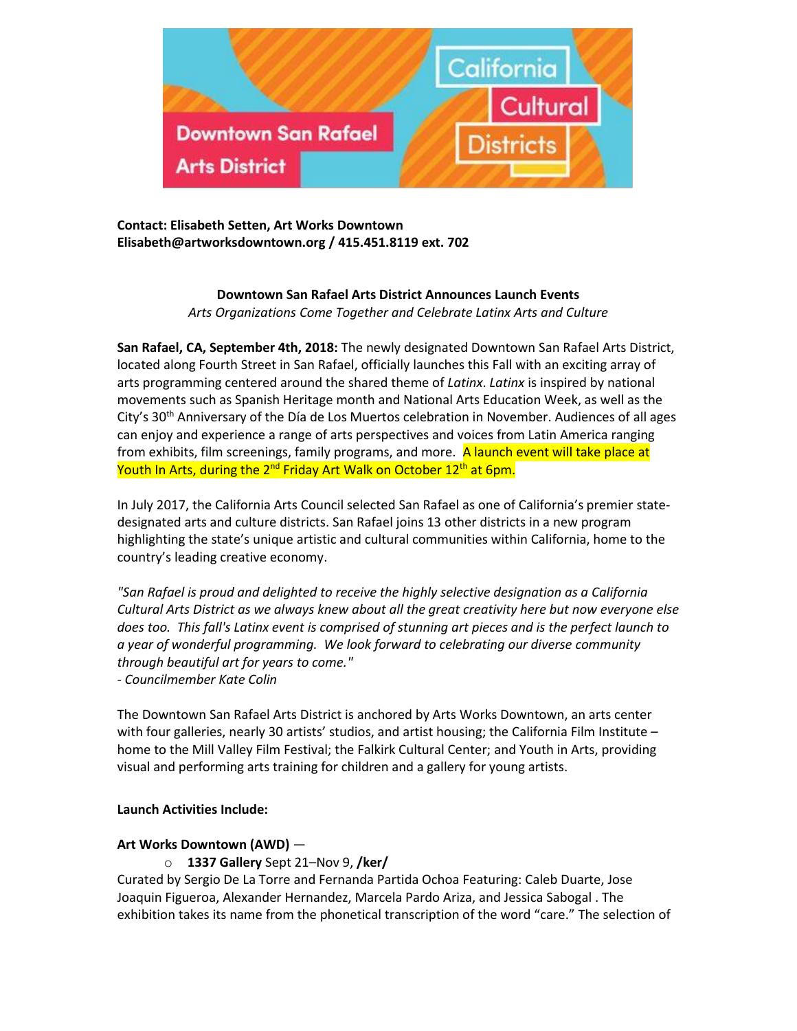Contact: Elisabeth Setten, Art Works Downtown
Elisabeth@artworksdowntown.org / 415.451.8119 ext. 702

**Downtown San Rafael Arts District Announces Launch Events**
*Arts Organizations Come Together and Celebrate Latinx Arts and Culture*

**San Rafael, CA, September 4th, 2018:** The newly designated Downtown San Rafael Arts District, located along Fourth Street in San Rafael, officially launches this Fall with an exciting array of arts programming centered around the shared theme of *Latinx*. *Latinx* is inspired by national movements such as Spanish Heritage month and National Arts Education Week, as well as the City's 30th Anniversary of the Día de Los Muertos celebration in November. Audiences of all ages can enjoy and experience a range of arts perspectives and voices from Latin America ranging from exhibits, film screenings, family programs, and more. A launch event will take place at Youth In Arts, during the 2nd Friday Art Walk on October 12th at 6pm.

In July 2017, the California Arts Council selected San Rafael as one of California's premier state-designated arts and culture districts. San Rafael joins 13 other districts in a new program highlighting the state's unique artistic and cultural communities within California, home to the country's leading creative economy.

*"San Rafael is proud and delighted to receive the highly selective designation as a California Cultural Arts District as we always knew about all the great creativity here but now everyone else does too. This fall's Latinx event is comprised of stunning art pieces and is the perfect launch to a year of wonderful programming. We look forward to celebrating our diverse community through beautiful art for years to come."*
*- Councilmember Kate Colin*

The Downtown San Rafael Arts District is anchored by Arts Works Downtown, an arts center with four galleries, nearly 30 artists' studios, and artist housing; the California Film Institute – home to the Mill Valley Film Festival; the Falkirk Cultural Center; and Youth in Arts, providing visual and performing arts training for children and a gallery for young artists.

**Launch Activities Include:**

**Art Works Downtown (AWD)** —

- **1337 Gallery** Sept 21–Nov 9, **/ker/**

Curated by Sergio De La Torre and Fernanda Partida Ochoa Featuring: Caleb Duarte, Jose Joaquin Figueroa, Alexander Hernandez, Marcela Pardo Ariza, and Jessica Sabogal . The exhibition takes its name from the phonetical transcription of the word "care." The selection of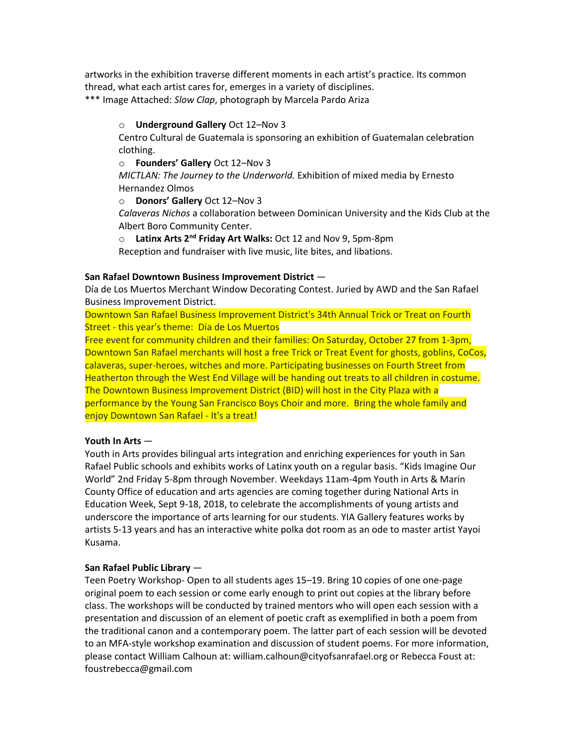artworks in the exhibition traverse different moments in each artist's practice. Its common thread, what each artist cares for, emerges in a variety of disciplines.
*** Image Attached: *Slow Clap*, photograph by Marcela Pardo Ariza

- **Underground Gallery** Oct 12–Nov 3
  Centro Cultural de Guatemala is sponsoring an exhibition of Guatemalan celebration clothing.
- **Founders' Gallery** Oct 12–Nov 3
  *MICTLAN: The Journey to the Underworld.* Exhibition of mixed media by Ernesto Hernandez Olmos
- **Donors' Gallery** Oct 12–Nov 3
  *Calaveras Nichos* a collaboration between Dominican University and the Kids Club at the Albert Boro Community Center.
- **Latinx Arts 2nd Friday Art Walks:** Oct 12 and Nov 9, 5pm-8pm
  Reception and fundraiser with live music, lite bites, and libations.

**San Rafael Downtown Business Improvement District** —
Día de Los Muertos Merchant Window Decorating Contest. Juried by AWD and the San Rafael Business Improvement District.
Downtown San Rafael Business Improvement District's 34th Annual Trick or Treat on Fourth Street - this year's theme: Día de Los Muertos
Free event for community children and their families: On Saturday, October 27 from 1-3pm, Downtown San Rafael merchants will host a free Trick or Treat Event for ghosts, goblins, CoCos, calaveras, super-heroes, witches and more. Participating businesses on Fourth Street from Heatherton through the West End Village will be handing out treats to all children in costume. The Downtown Business Improvement District (BID) will host in the City Plaza with a performance by the Young San Francisco Boys Choir and more. Bring the whole family and enjoy Downtown San Rafael - It's a treat!

**Youth In Arts** —
Youth in Arts provides bilingual arts integration and enriching experiences for youth in San Rafael Public schools and exhibits works of Latinx youth on a regular basis. "Kids Imagine Our World" 2nd Friday 5-8pm through November. Weekdays 11am-4pm Youth in Arts & Marin County Office of education and arts agencies are coming together during National Arts in Education Week, Sept 9-18, 2018, to celebrate the accomplishments of young artists and underscore the importance of arts learning for our students. YIA Gallery features works by artists 5-13 years and has an interactive white polka dot room as an ode to master artist Yayoi Kusama.

**San Rafael Public Library** —
Teen Poetry Workshop- Open to all students ages 15–19. Bring 10 copies of one one-page original poem to each session or come early enough to print out copies at the library before class. The workshops will be conducted by trained mentors who will open each session with a presentation and discussion of an element of poetic craft as exemplified in both a poem from the traditional canon and a contemporary poem. The latter part of each session will be devoted to an MFA-style workshop examination and discussion of student poems. For more information, please contact William Calhoun at: william.calhoun@cityofsanrafael.org or Rebecca Foust at: foustrebecca@gmail.com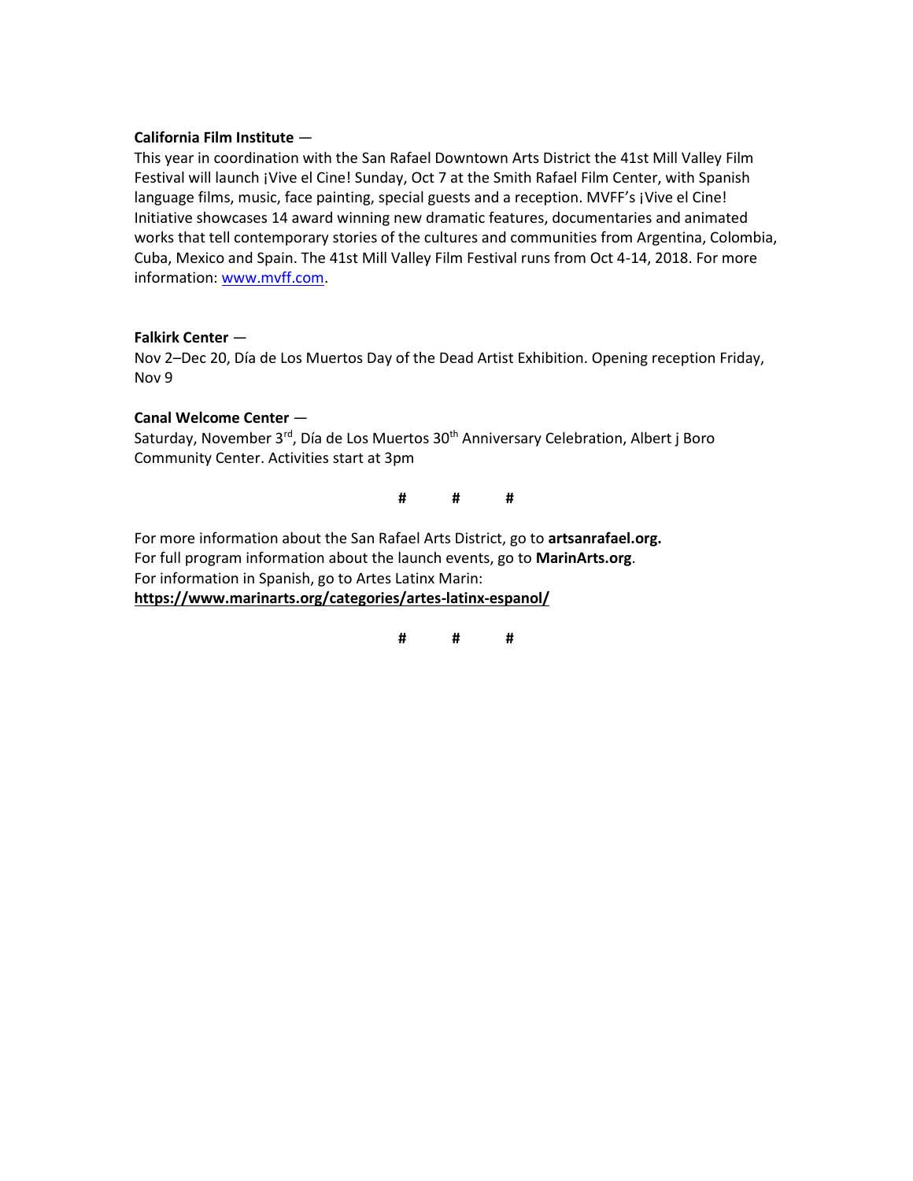**California Film Institute** —
This year in coordination with the San Rafael Downtown Arts District the 41st Mill Valley Film Festival will launch ¡Vive el Cine! Sunday, Oct 7 at the Smith Rafael Film Center, with Spanish language films, music, face painting, special guests and a reception. MVFF's ¡Vive el Cine! Initiative showcases 14 award winning new dramatic features, documentaries and animated works that tell contemporary stories of the cultures and communities from Argentina, Colombia, Cuba, Mexico and Spain. The 41st Mill Valley Film Festival runs from Oct 4-14, 2018. For more information: www.mvff.com.

**Falkirk Center** —
Nov 2–Dec 20, Día de Los Muertos Day of the Dead Artist Exhibition. Opening reception Friday, Nov 9

**Canal Welcome Center** —
Saturday, November 3rd, Día de Los Muertos 30th Anniversary Celebration, Albert j Boro Community Center. Activities start at 3pm

# # #

For more information about the San Rafael Arts District, go to **artsanrafael.org.**
For full program information about the launch events, go to **MarinArts.org**.
For information in Spanish, go to Artes Latinx Marin:
**https://www.marinarts.org/categories/artes-latinx-espanol/**

# # #